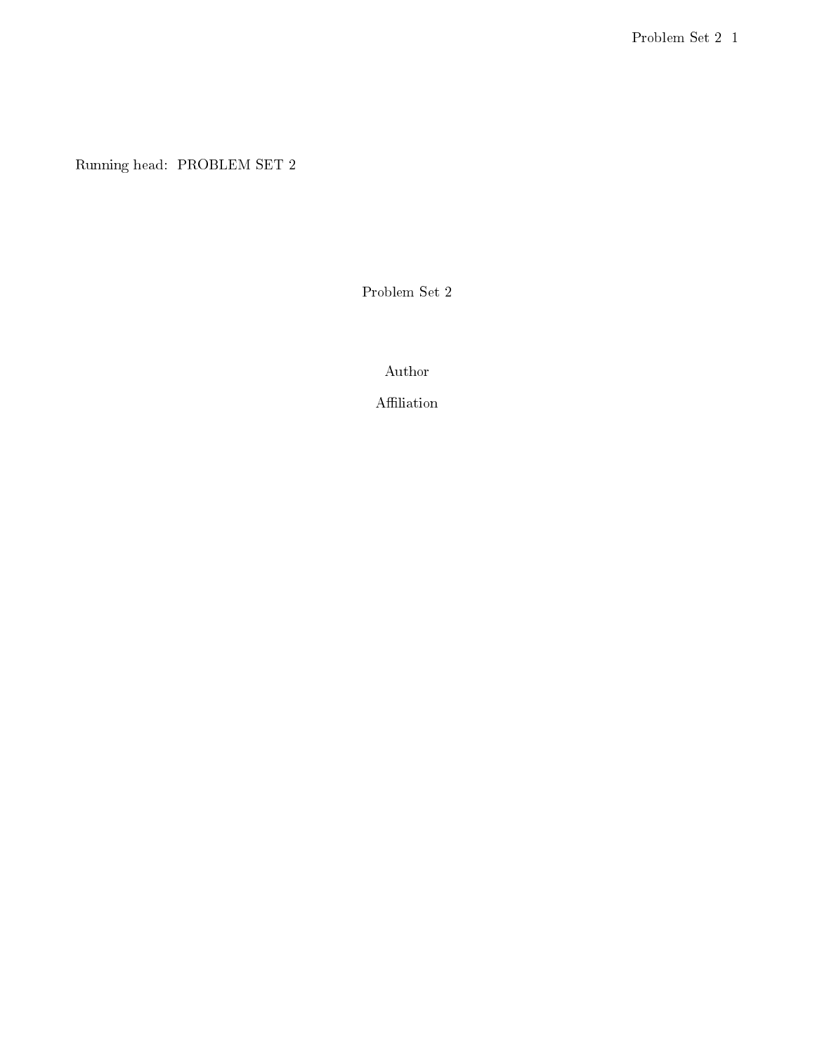Running head: PROBLEM SET 2

# Problem Set 2

Author

Affiliation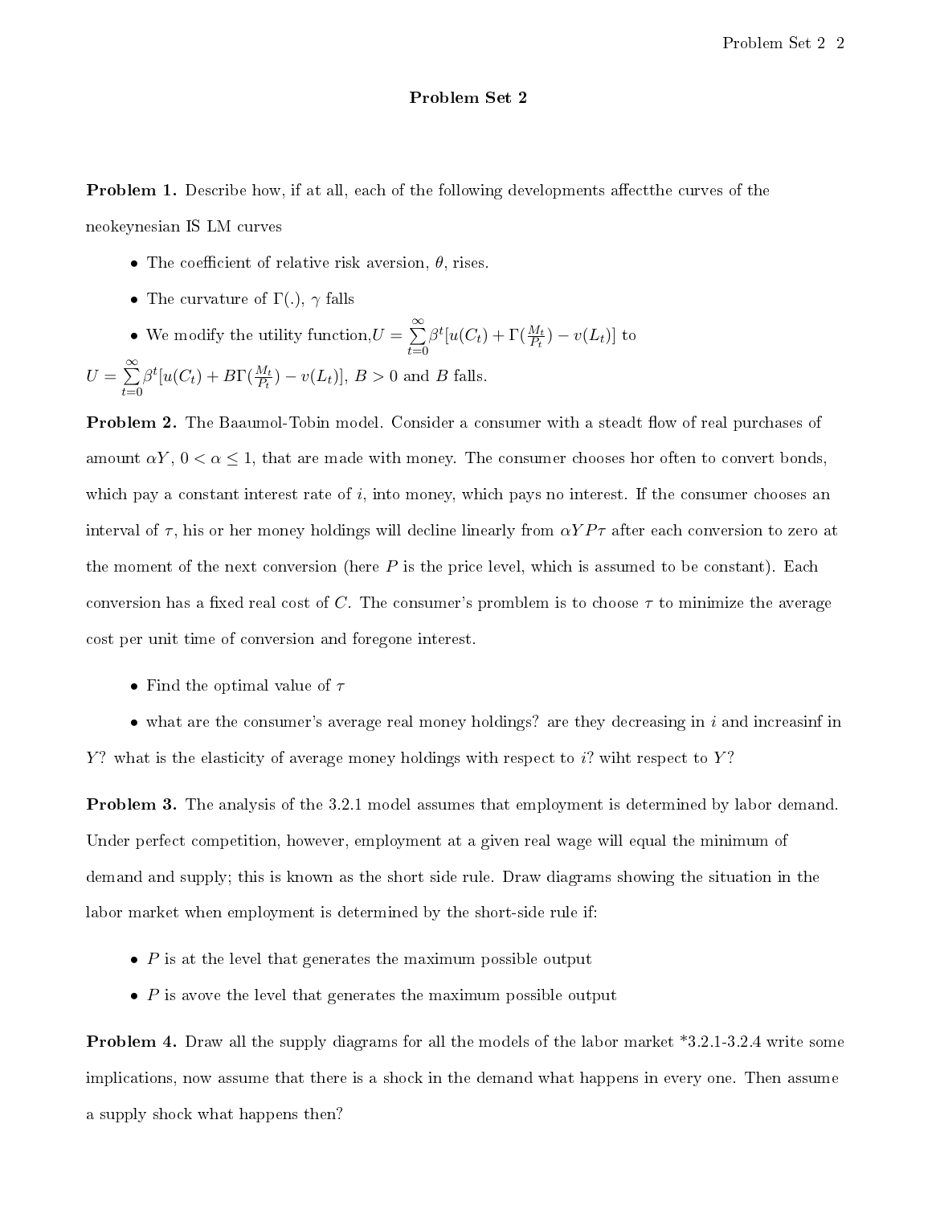## Problem Set 2

**Problem 1.** Describe how, if at all, each of the following developments affectthe curves of the neokeynesian IS LM curves

- The coefficient of relative risk aversion, $\theta$, rises.
- The curvature of $\Gamma(.)$, $\gamma$ falls
- We modify the utility function,$U = \sum_{t=0}^{\infty} \beta^t [u(C_t) + \Gamma(\frac{M_t}{P_t}) - v(L_t)]$ to

$U = \sum_{t=0}^{\infty} \beta^t [u(C_t) + B\Gamma(\frac{M_t}{P_t}) - v(L_t)]$, $B > 0$ and $B$ falls.

**Problem 2.** The Baaumol-Tobin model. Consider a consumer with a steadt flow of real purchases of amount $\alpha Y$, $0 < \alpha \leq 1$, that are made with money. The consumer chooses hor often to convert bonds, which pay a constant interest rate of $i$, into money, which pays no interest. If the consumer chooses an interval of $\tau$, his or her money holdings will decline linearly from $\alpha Y P \tau$ after each conversion to zero at the moment of the next conversion (here $P$ is the price level, which is assumed to be constant). Each conversion has a fixed real cost of $C$. The consumer's promblem is to choose $\tau$ to minimize the average cost per unit time of conversion and foregone interest.

- Find the optimal value of $\tau$
- what are the consumer's average real money holdings? are they decreasing in $i$ and increasinf in $Y$? what is the elasticity of average money holdings with respect to $i$? wiht respect to $Y$?

**Problem 3.** The analysis of the 3.2.1 model assumes that employment is determined by labor demand. Under perfect competition, however, employment at a given real wage will equal the minimum of demand and supply; this is known as the short side rule. Draw diagrams showing the situation in the labor market when employment is determined by the short-side rule if:

- $P$ is at the level that generates the maximum possible output
- $P$ is avove the level that generates the maximum possible output

**Problem 4.** Draw all the supply diagrams for all the models of the labor market *3.2.1-3.2.4 write some implications, now assume that there is a shock in the demand what happens in every one. Then assume a supply shock what happens then?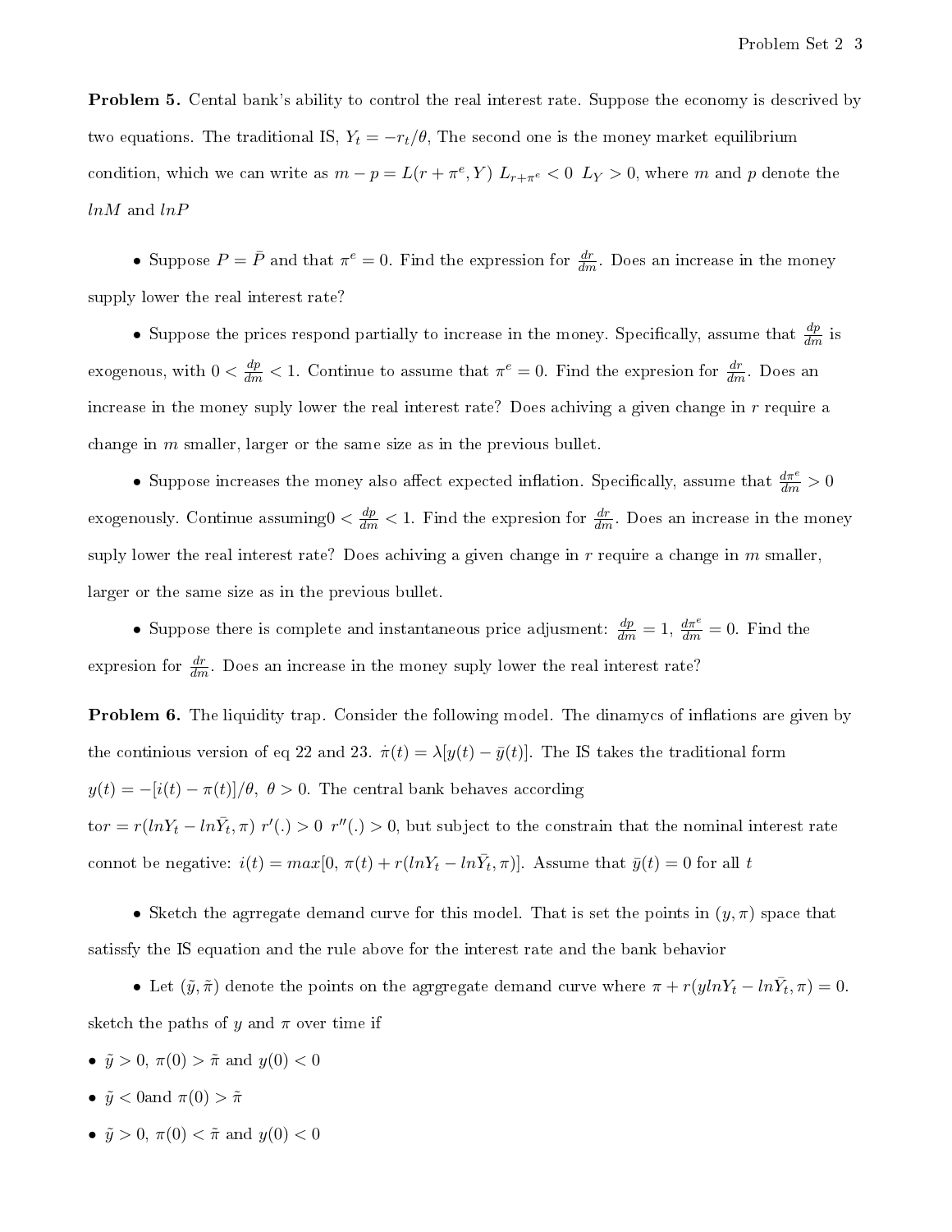**Problem 5.** Cental bank's ability to control the real interest rate. Suppose the economy is descrived by two equations. The traditional IS, $Y_t = -r_t/\theta$, The second one is the money market equilibrium condition, which we can write as $m - p = L(r + \pi^e, Y)$ $L_{r+\pi^e} < 0$ $L_Y > 0$, where $m$ and $p$ denote the $lnM$ and $lnP$

- Suppose $P = \bar{P}$ and that $\pi^e = 0$. Find the expression for $\frac{dr}{dm}$. Does an increase in the money supply lower the real interest rate?

- Suppose the prices respond partially to increase in the money. Specifically, assume that $\frac{dp}{dm}$ is exogenous, with $0 < \frac{dp}{dm} < 1$. Continue to assume that $\pi^e = 0$. Find the expresion for $\frac{dr}{dm}$. Does an increase in the money suply lower the real interest rate? Does achiving a given change in $r$ require a change in $m$ smaller, larger or the same size as in the previous bullet.

- Suppose increases the money also affect expected inflation. Specifically, assume that $\frac{d\pi^e}{dm} > 0$ exogenously. Continue assuming $0 < \frac{dp}{dm} < 1$. Find the expresion for $\frac{dr}{dm}$. Does an increase in the money suply lower the real interest rate? Does achiving a given change in $r$ require a change in $m$ smaller, larger or the same size as in the previous bullet.

- Suppose there is complete and instantaneous price adjusment: $\frac{dp}{dm} = 1$, $\frac{d\pi^e}{dm} = 0$. Find the expresion for $\frac{dr}{dm}$. Does an increase in the money suply lower the real interest rate?

**Problem 6.** The liquidity trap. Consider the following model. The dinamycs of inflations are given by the continious version of eq 22 and 23. $\dot{\pi}(t) = \lambda[y(t) - \bar{y}(t)]$. The IS takes the traditional form $y(t) = -[i(t) - \pi(t)]/\theta$, $\theta > 0$. The central bank behaves according tor $= r(lnY_t - ln\bar{Y}_t, \pi)$ $r'(.) > 0$ $r''(.) > 0$, but subject to the constrain that the nominal interest rate connot be negative: $i(t) = max[0, \pi(t) + r(lnY_t - ln\bar{Y}_t, \pi)]$. Assume that $\bar{y}(t) = 0$ for all $t$

- Sketch the agrregate demand curve for this model. That is set the points in $(y, \pi)$ space that satissfy the IS equation and the rule above for the interest rate and the bank behavior

- Let $(\tilde{y}, \tilde{\pi})$ denote the points on the agrgregate demand curve where $\pi + r(ylnY_t - ln\bar{Y}_t, \pi) = 0$. sketch the paths of $y$ and $\pi$ over time if

- $\tilde{y} > 0$, $\pi(0) > \tilde{\pi}$ and $y(0) < 0$
- $\tilde{y} < 0$and $\pi(0) > \tilde{\pi}$
- $\tilde{y} > 0$, $\pi(0) < \tilde{\pi}$ and $y(0) < 0$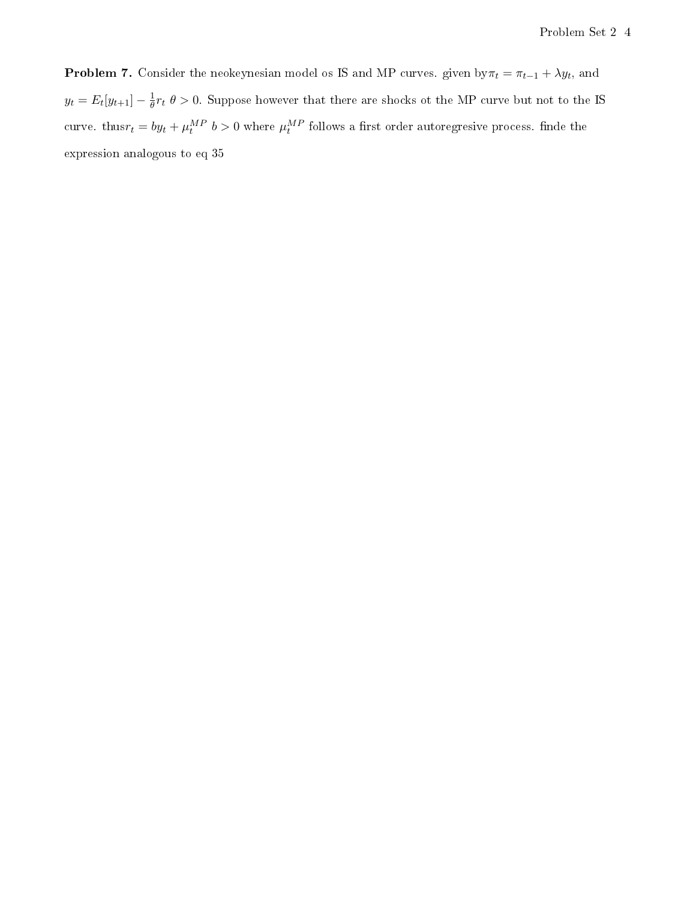**Problem 7.** Consider the neokeynesian model os IS and MP curves. given by$\pi_t = \pi_{t-1} + \lambda y_t$, and $y_t = E_t[y_{t+1}] - \frac{1}{\theta} r_t$ $\theta > 0$. Suppose however that there are shocks ot the MP curve but not to the IS curve. thus$r_t = by_t + \mu_t^{MP}$ $b > 0$ where $\mu_t^{MP}$ follows a first order autoregresive process. finde the expression analogous to eq 35